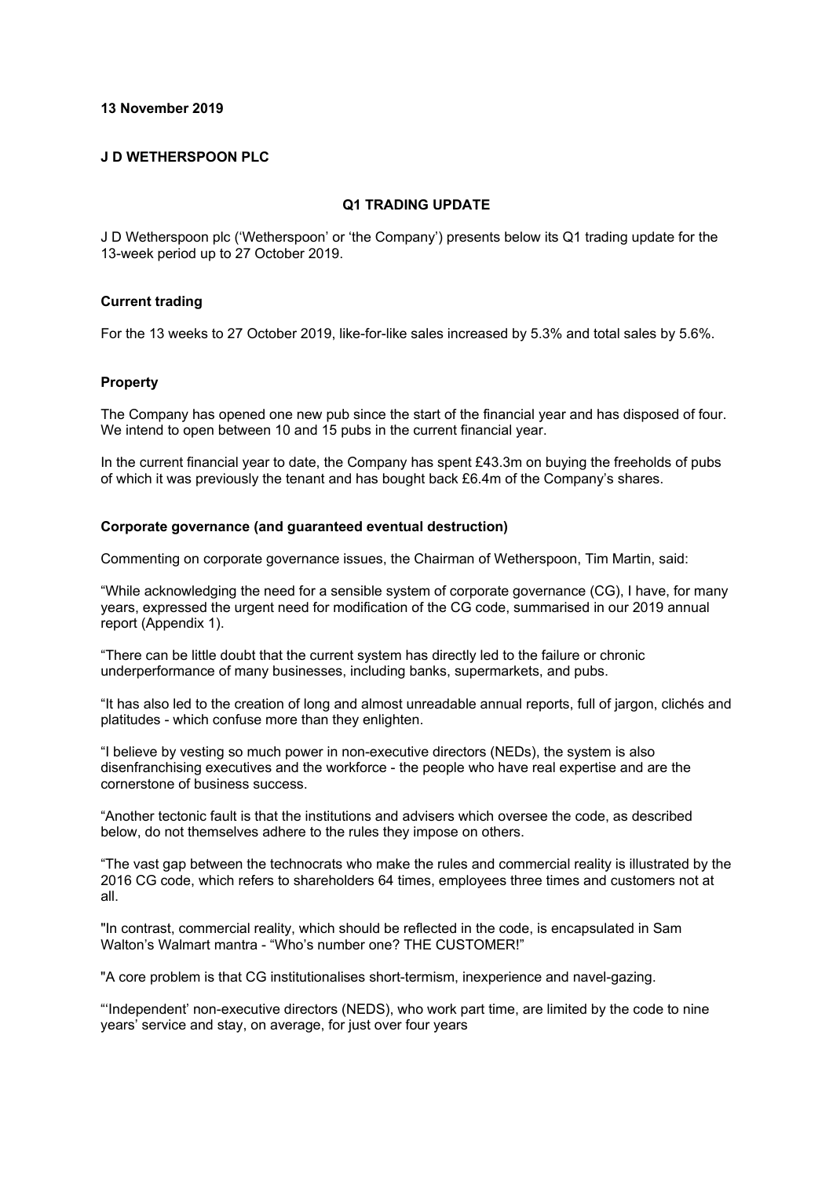**13 November 2019**

**J D WETHERSPOON PLC**

**Q1 TRADING UPDATE**

J D Wetherspoon plc ('Wetherspoon' or 'the Company') presents below its Q1 trading update for the 13-week period up to 27 October 2019.

**Current trading**

For the 13 weeks to 27 October 2019, like-for-like sales increased by 5.3% and total sales by 5.6%.

**Property**

The Company has opened one new pub since the start of the financial year and has disposed of four. We intend to open between 10 and 15 pubs in the current financial year.

In the current financial year to date, the Company has spent £43.3m on buying the freeholds of pubs of which it was previously the tenant and has bought back £6.4m of the Company's shares.

**Corporate governance (and guaranteed eventual destruction)**

Commenting on corporate governance issues, the Chairman of Wetherspoon, Tim Martin, said:

"While acknowledging the need for a sensible system of corporate governance (CG), I have, for many years, expressed the urgent need for modification of the CG code, summarised in our 2019 annual report (Appendix 1).

"There can be little doubt that the current system has directly led to the failure or chronic underperformance of many businesses, including banks, supermarkets, and pubs.

"It has also led to the creation of long and almost unreadable annual reports, full of jargon, clichés and platitudes - which confuse more than they enlighten.

"I believe by vesting so much power in non-executive directors (NEDs), the system is also disenfranchising executives and the workforce - the people who have real expertise and are the cornerstone of business success.

"Another tectonic fault is that the institutions and advisers which oversee the code, as described below, do not themselves adhere to the rules they impose on others.

"The vast gap between the technocrats who make the rules and commercial reality is illustrated by the 2016 CG code, which refers to shareholders 64 times, employees three times and customers not at all.

"In contrast, commercial reality, which should be reflected in the code, is encapsulated in Sam Walton's Walmart mantra - "Who's number one? THE CUSTOMER!"

"A core problem is that CG institutionalises short-termism, inexperience and navel-gazing.

"'Independent' non-executive directors (NEDS), who work part time, are limited by the code to nine years' service and stay, on average, for just over four years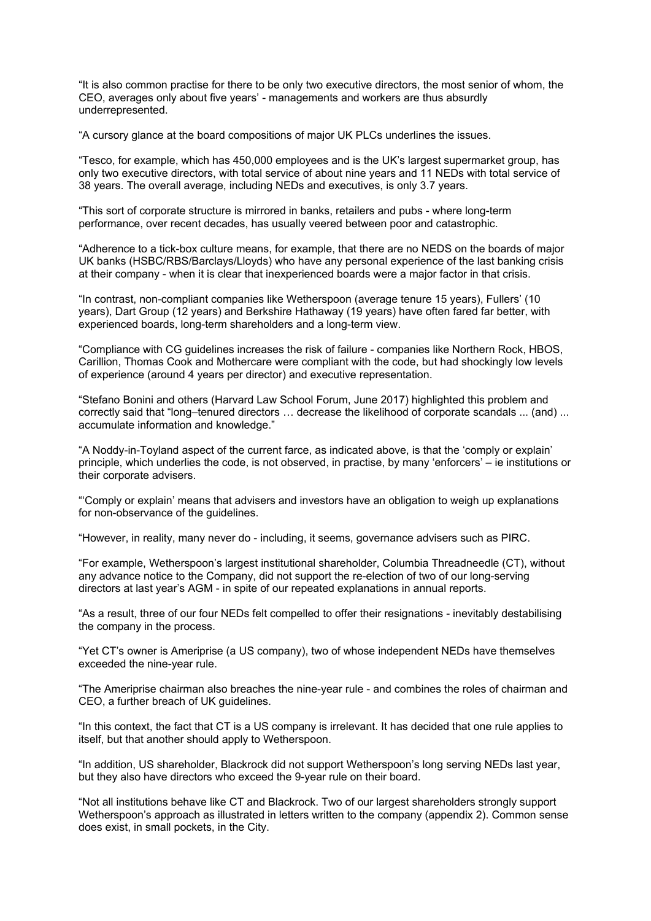"It is also common practise for there to be only two executive directors, the most senior of whom, the CEO, averages only about five years' - managements and workers are thus absurdly underrepresented.

"A cursory glance at the board compositions of major UK PLCs underlines the issues.

"Tesco, for example, which has 450,000 employees and is the UK's largest supermarket group, has only two executive directors, with total service of about nine years and 11 NEDs with total service of 38 years. The overall average, including NEDs and executives, is only 3.7 years.

"This sort of corporate structure is mirrored in banks, retailers and pubs - where long-term performance, over recent decades, has usually veered between poor and catastrophic.

"Adherence to a tick-box culture means, for example, that there are no NEDS on the boards of major UK banks (HSBC/RBS/Barclays/Lloyds) who have any personal experience of the last banking crisis at their company - when it is clear that inexperienced boards were a major factor in that crisis.

"In contrast, non-compliant companies like Wetherspoon (average tenure 15 years), Fullers' (10 years), Dart Group (12 years) and Berkshire Hathaway (19 years) have often fared far better, with experienced boards, long-term shareholders and a long-term view.

"Compliance with CG guidelines increases the risk of failure - companies like Northern Rock, HBOS, Carillion, Thomas Cook and Mothercare were compliant with the code, but had shockingly low levels of experience (around 4 years per director) and executive representation.

"Stefano Bonini and others (Harvard Law School Forum, June 2017) highlighted this problem and correctly said that "long–tenured directors … decrease the likelihood of corporate scandals ... (and) ... accumulate information and knowledge."

"A Noddy-in-Toyland aspect of the current farce, as indicated above, is that the 'comply or explain' principle, which underlies the code, is not observed, in practise, by many 'enforcers' – ie institutions or their corporate advisers.

"'Comply or explain' means that advisers and investors have an obligation to weigh up explanations for non-observance of the guidelines.

"However, in reality, many never do - including, it seems, governance advisers such as PIRC.

"For example, Wetherspoon's largest institutional shareholder, Columbia Threadneedle (CT), without any advance notice to the Company, did not support the re-election of two of our long-serving directors at last year's AGM - in spite of our repeated explanations in annual reports.

"As a result, three of our four NEDs felt compelled to offer their resignations - inevitably destabilising the company in the process.

"Yet CT's owner is Ameriprise (a US company), two of whose independent NEDs have themselves exceeded the nine-year rule.

"The Ameriprise chairman also breaches the nine-year rule - and combines the roles of chairman and CEO, a further breach of UK guidelines.

"In this context, the fact that CT is a US company is irrelevant. It has decided that one rule applies to itself, but that another should apply to Wetherspoon.

"In addition, US shareholder, Blackrock did not support Wetherspoon's long serving NEDs last year, but they also have directors who exceed the 9-year rule on their board.

"Not all institutions behave like CT and Blackrock. Two of our largest shareholders strongly support Wetherspoon's approach as illustrated in letters written to the company (appendix 2). Common sense does exist, in small pockets, in the City.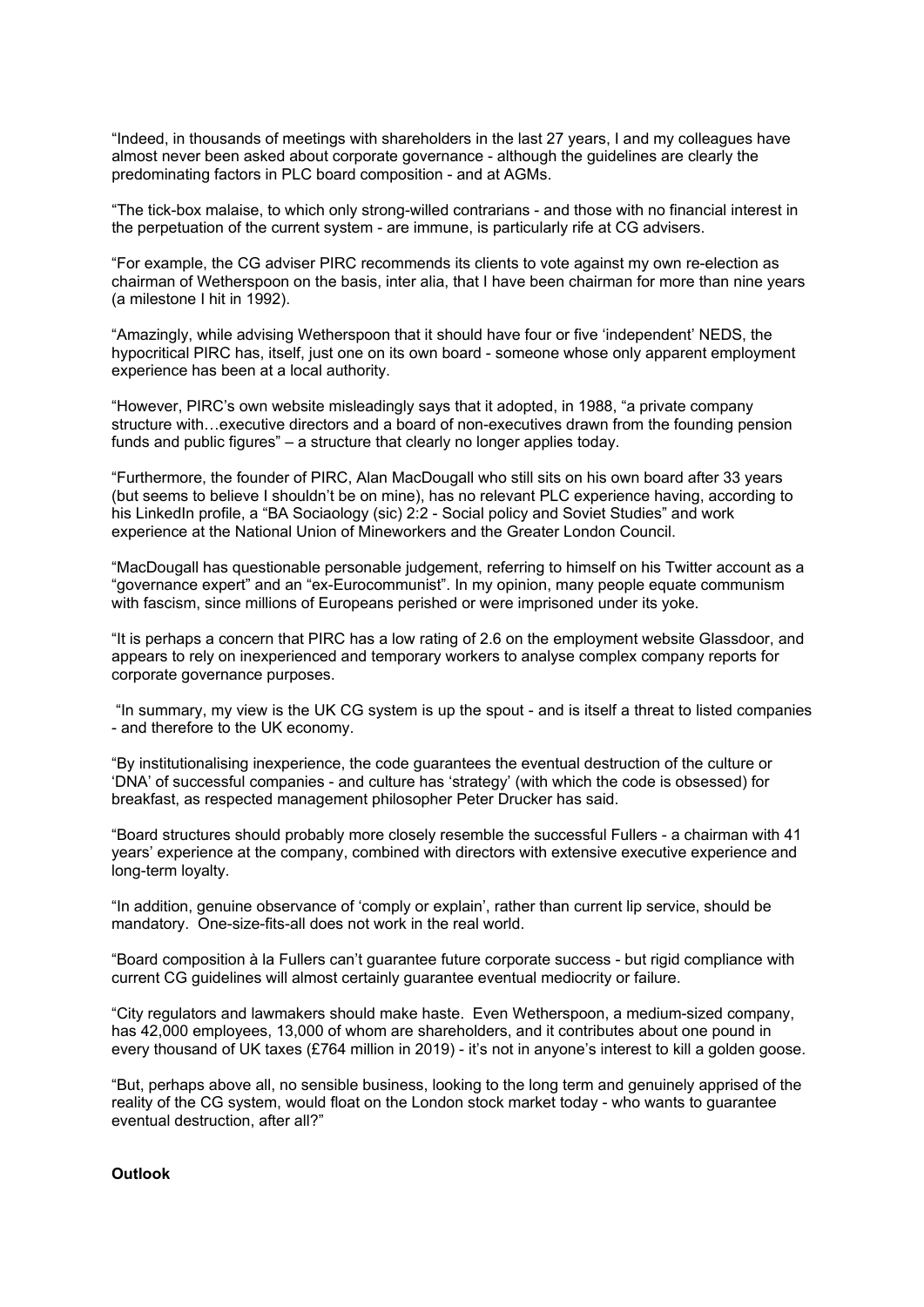"Indeed, in thousands of meetings with shareholders in the last 27 years, I and my colleagues have almost never been asked about corporate governance - although the guidelines are clearly the predominating factors in PLC board composition - and at AGMs.

"The tick-box malaise, to which only strong-willed contrarians - and those with no financial interest in the perpetuation of the current system - are immune, is particularly rife at CG advisers.

"For example, the CG adviser PIRC recommends its clients to vote against my own re-election as chairman of Wetherspoon on the basis, inter alia, that I have been chairman for more than nine years (a milestone I hit in 1992).

"Amazingly, while advising Wetherspoon that it should have four or five 'independent' NEDS, the hypocritical PIRC has, itself, just one on its own board - someone whose only apparent employment experience has been at a local authority.

"However, PIRC's own website misleadingly says that it adopted, in 1988, "a private company structure with…executive directors and a board of non-executives drawn from the founding pension funds and public figures" – a structure that clearly no longer applies today.

"Furthermore, the founder of PIRC, Alan MacDougall who still sits on his own board after 33 years (but seems to believe I shouldn't be on mine), has no relevant PLC experience having, according to his LinkedIn profile, a "BA Sociaology (sic) 2:2 - Social policy and Soviet Studies" and work experience at the National Union of Mineworkers and the Greater London Council.

"MacDougall has questionable personable judgement, referring to himself on his Twitter account as a "governance expert" and an "ex-Eurocommunist". In my opinion, many people equate communism with fascism, since millions of Europeans perished or were imprisoned under its yoke.

"It is perhaps a concern that PIRC has a low rating of 2.6 on the employment website Glassdoor, and appears to rely on inexperienced and temporary workers to analyse complex company reports for corporate governance purposes.

"In summary, my view is the UK CG system is up the spout - and is itself a threat to listed companies - and therefore to the UK economy.

"By institutionalising inexperience, the code guarantees the eventual destruction of the culture or 'DNA' of successful companies - and culture has 'strategy' (with which the code is obsessed) for breakfast, as respected management philosopher Peter Drucker has said.

"Board structures should probably more closely resemble the successful Fullers - a chairman with 41 years' experience at the company, combined with directors with extensive executive experience and long-term loyalty.

"In addition, genuine observance of 'comply or explain', rather than current lip service, should be mandatory. One-size-fits-all does not work in the real world.

"Board composition à la Fullers can't guarantee future corporate success - but rigid compliance with current CG guidelines will almost certainly guarantee eventual mediocrity or failure.

"City regulators and lawmakers should make haste. Even Wetherspoon, a medium-sized company, has 42,000 employees, 13,000 of whom are shareholders, and it contributes about one pound in every thousand of UK taxes (£764 million in 2019) - it's not in anyone's interest to kill a golden goose.

"But, perhaps above all, no sensible business, looking to the long term and genuinely apprised of the reality of the CG system, would float on the London stock market today - who wants to guarantee eventual destruction, after all?"

**Outlook**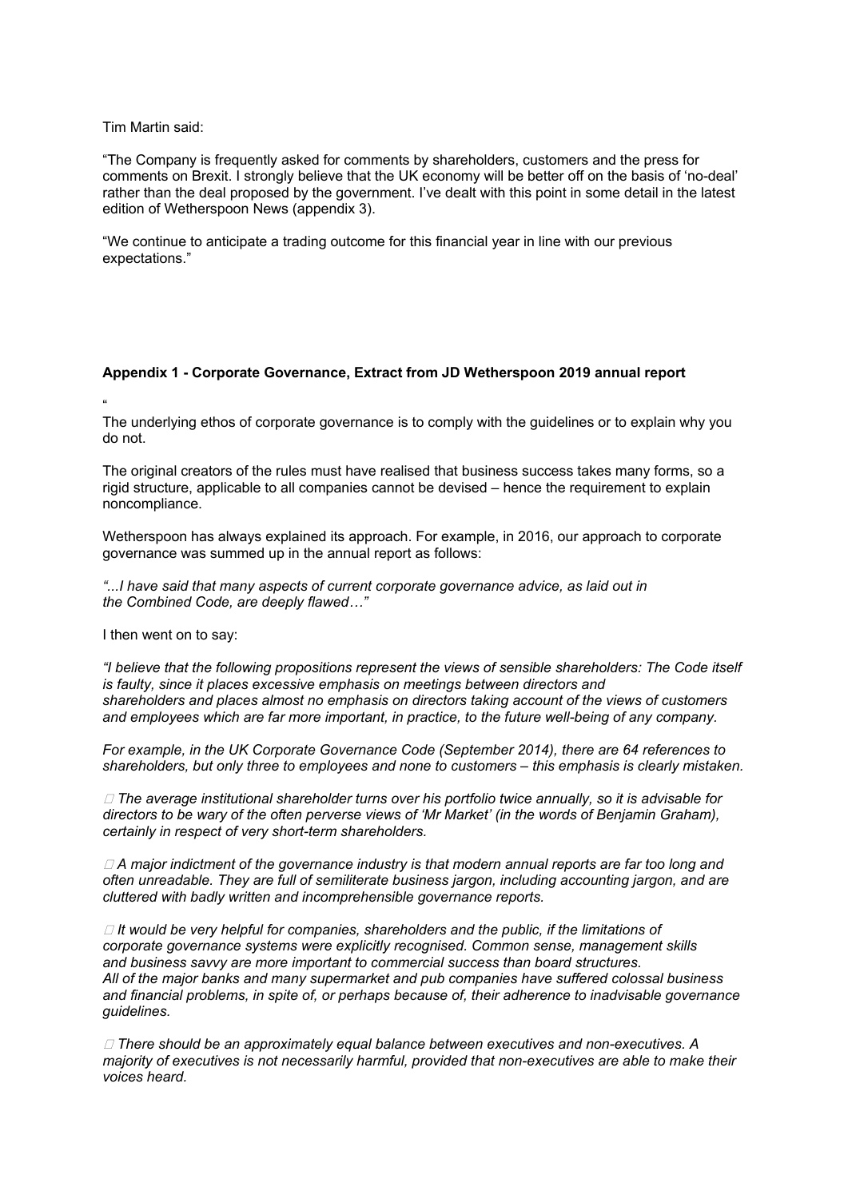Tim Martin said:

"The Company is frequently asked for comments by shareholders, customers and the press for comments on Brexit. I strongly believe that the UK economy will be better off on the basis of 'no-deal' rather than the deal proposed by the government. I've dealt with this point in some detail in the latest edition of Wetherspoon News (appendix 3).

"We continue to anticipate a trading outcome for this financial year in line with our previous expectations."

**Appendix 1 - Corporate Governance, Extract from JD Wetherspoon 2019 annual report**

"

The underlying ethos of corporate governance is to comply with the guidelines or to explain why you do not.

The original creators of the rules must have realised that business success takes many forms, so a rigid structure, applicable to all companies cannot be devised – hence the requirement to explain noncompliance.

Wetherspoon has always explained its approach. For example, in 2016, our approach to corporate governance was summed up in the annual report as follows:

*"...I have said that many aspects of current corporate governance advice, as laid out in the Combined Code, are deeply flawed…"*

I then went on to say:

*"I believe that the following propositions represent the views of sensible shareholders: The Code itself is faulty, since it places excessive emphasis on meetings between directors and shareholders and places almost no emphasis on directors taking account of the views of customers and employees which are far more important, in practice, to the future well-being of any company.*

*For example, in the UK Corporate Governance Code (September 2014), there are 64 references to shareholders, but only three to employees and none to customers – this emphasis is clearly mistaken.*

- *The average institutional shareholder turns over his portfolio twice annually, so it is advisable for directors to be wary of the often perverse views of 'Mr Market' (in the words of Benjamin Graham), certainly in respect of very short-term shareholders.*

- *A major indictment of the governance industry is that modern annual reports are far too long and often unreadable. They are full of semiliterate business jargon, including accounting jargon, and are cluttered with badly written and incomprehensible governance reports.*

- *It would be very helpful for companies, shareholders and the public, if the limitations of corporate governance systems were explicitly recognised. Common sense, management skills and business savvy are more important to commercial success than board structures. All of the major banks and many supermarket and pub companies have suffered colossal business and financial problems, in spite of, or perhaps because of, their adherence to inadvisable governance guidelines.*

- *There should be an approximately equal balance between executives and non-executives. A majority of executives is not necessarily harmful, provided that non-executives are able to make their voices heard.*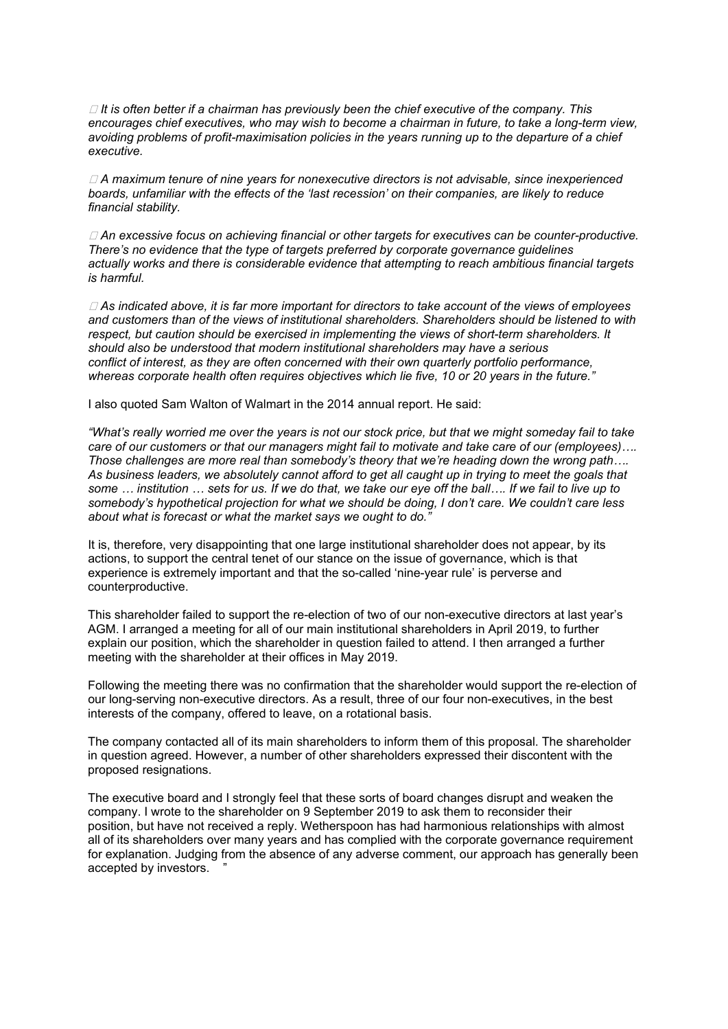- *It is often better if a chairman has previously been the chief executive of the company. This encourages chief executives, who may wish to become a chairman in future, to take a long-term view, avoiding problems of profit-maximisation policies in the years running up to the departure of a chief executive.*

- *A maximum tenure of nine years for nonexecutive directors is not advisable, since inexperienced boards, unfamiliar with the effects of the 'last recession' on their companies, are likely to reduce financial stability.*

- *An excessive focus on achieving financial or other targets for executives can be counter-productive. There's no evidence that the type of targets preferred by corporate governance guidelines actually works and there is considerable evidence that attempting to reach ambitious financial targets is harmful.*

- *As indicated above, it is far more important for directors to take account of the views of employees and customers than of the views of institutional shareholders. Shareholders should be listened to with respect, but caution should be exercised in implementing the views of short-term shareholders. It should also be understood that modern institutional shareholders may have a serious conflict of interest, as they are often concerned with their own quarterly portfolio performance, whereas corporate health often requires objectives which lie five, 10 or 20 years in the future."*

I also quoted Sam Walton of Walmart in the 2014 annual report. He said:

*"What's really worried me over the years is not our stock price, but that we might someday fail to take care of our customers or that our managers might fail to motivate and take care of our (employees)…. Those challenges are more real than somebody's theory that we're heading down the wrong path…. As business leaders, we absolutely cannot afford to get all caught up in trying to meet the goals that some … institution … sets for us. If we do that, we take our eye off the ball…. If we fail to live up to somebody's hypothetical projection for what we should be doing, I don't care. We couldn't care less about what is forecast or what the market says we ought to do."*

It is, therefore, very disappointing that one large institutional shareholder does not appear, by its actions, to support the central tenet of our stance on the issue of governance, which is that experience is extremely important and that the so-called 'nine-year rule' is perverse and counterproductive.

This shareholder failed to support the re-election of two of our non-executive directors at last year's AGM. I arranged a meeting for all of our main institutional shareholders in April 2019, to further explain our position, which the shareholder in question failed to attend. I then arranged a further meeting with the shareholder at their offices in May 2019.

Following the meeting there was no confirmation that the shareholder would support the re-election of our long-serving non-executive directors. As a result, three of our four non-executives, in the best interests of the company, offered to leave, on a rotational basis.

The company contacted all of its main shareholders to inform them of this proposal. The shareholder in question agreed. However, a number of other shareholders expressed their discontent with the proposed resignations.

The executive board and I strongly feel that these sorts of board changes disrupt and weaken the company. I wrote to the shareholder on 9 September 2019 to ask them to reconsider their position, but have not received a reply. Wetherspoon has had harmonious relationships with almost all of its shareholders over many years and has complied with the corporate governance requirement for explanation. Judging from the absence of any adverse comment, our approach has generally been accepted by investors. "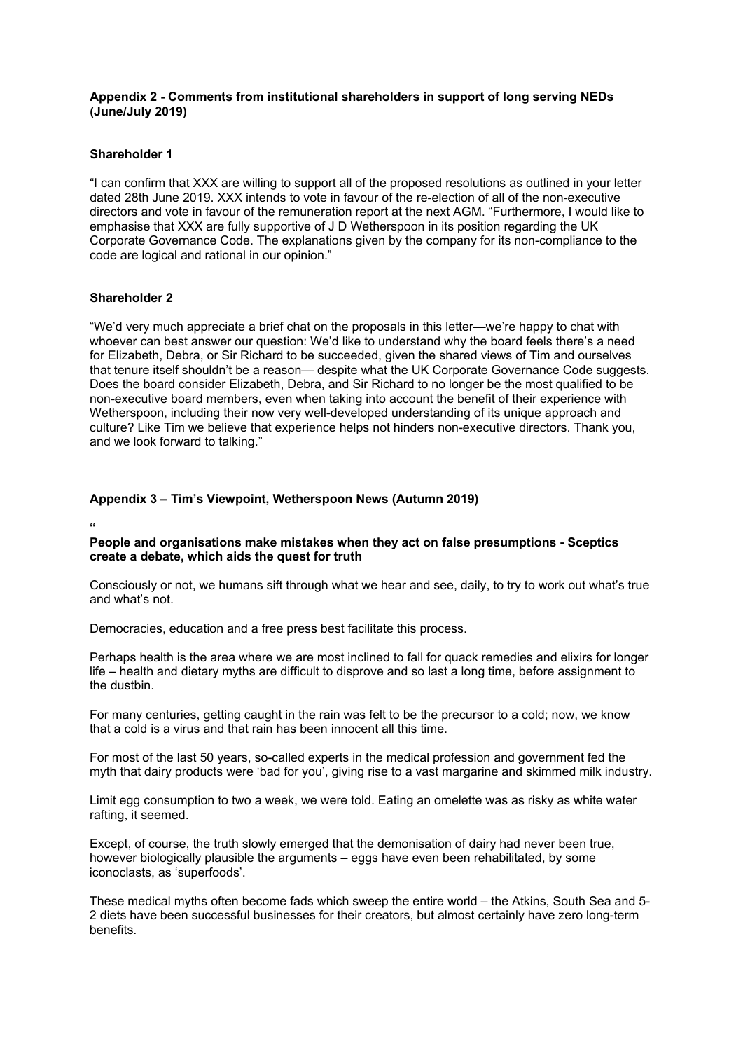**Appendix 2 - Comments from institutional shareholders in support of long serving NEDs (June/July 2019)**

**Shareholder 1**

"I can confirm that XXX are willing to support all of the proposed resolutions as outlined in your letter dated 28th June 2019. XXX intends to vote in favour of the re-election of all of the non-executive directors and vote in favour of the remuneration report at the next AGM. "Furthermore, I would like to emphasise that XXX are fully supportive of J D Wetherspoon in its position regarding the UK Corporate Governance Code. The explanations given by the company for its non-compliance to the code are logical and rational in our opinion."

**Shareholder 2**

"We'd very much appreciate a brief chat on the proposals in this letter—we're happy to chat with whoever can best answer our question: We'd like to understand why the board feels there's a need for Elizabeth, Debra, or Sir Richard to be succeeded, given the shared views of Tim and ourselves that tenure itself shouldn't be a reason— despite what the UK Corporate Governance Code suggests. Does the board consider Elizabeth, Debra, and Sir Richard to no longer be the most qualified to be non-executive board members, even when taking into account the benefit of their experience with Wetherspoon, including their now very well-developed understanding of its unique approach and culture? Like Tim we believe that experience helps not hinders non-executive directors. Thank you, and we look forward to talking."

**Appendix 3 – Tim's Viewpoint, Wetherspoon News (Autumn 2019)**

"

**People and organisations make mistakes when they act on false presumptions - Sceptics create a debate, which aids the quest for truth**

Consciously or not, we humans sift through what we hear and see, daily, to try to work out what's true and what's not.

Democracies, education and a free press best facilitate this process.

Perhaps health is the area where we are most inclined to fall for quack remedies and elixirs for longer life – health and dietary myths are difficult to disprove and so last a long time, before assignment to the dustbin.

For many centuries, getting caught in the rain was felt to be the precursor to a cold; now, we know that a cold is a virus and that rain has been innocent all this time.

For most of the last 50 years, so-called experts in the medical profession and government fed the myth that dairy products were 'bad for you', giving rise to a vast margarine and skimmed milk industry.

Limit egg consumption to two a week, we were told. Eating an omelette was as risky as white water rafting, it seemed.

Except, of course, the truth slowly emerged that the demonisation of dairy had never been true, however biologically plausible the arguments – eggs have even been rehabilitated, by some iconoclasts, as 'superfoods'.

These medical myths often become fads which sweep the entire world – the Atkins, South Sea and 5-2 diets have been successful businesses for their creators, but almost certainly have zero long-term benefits.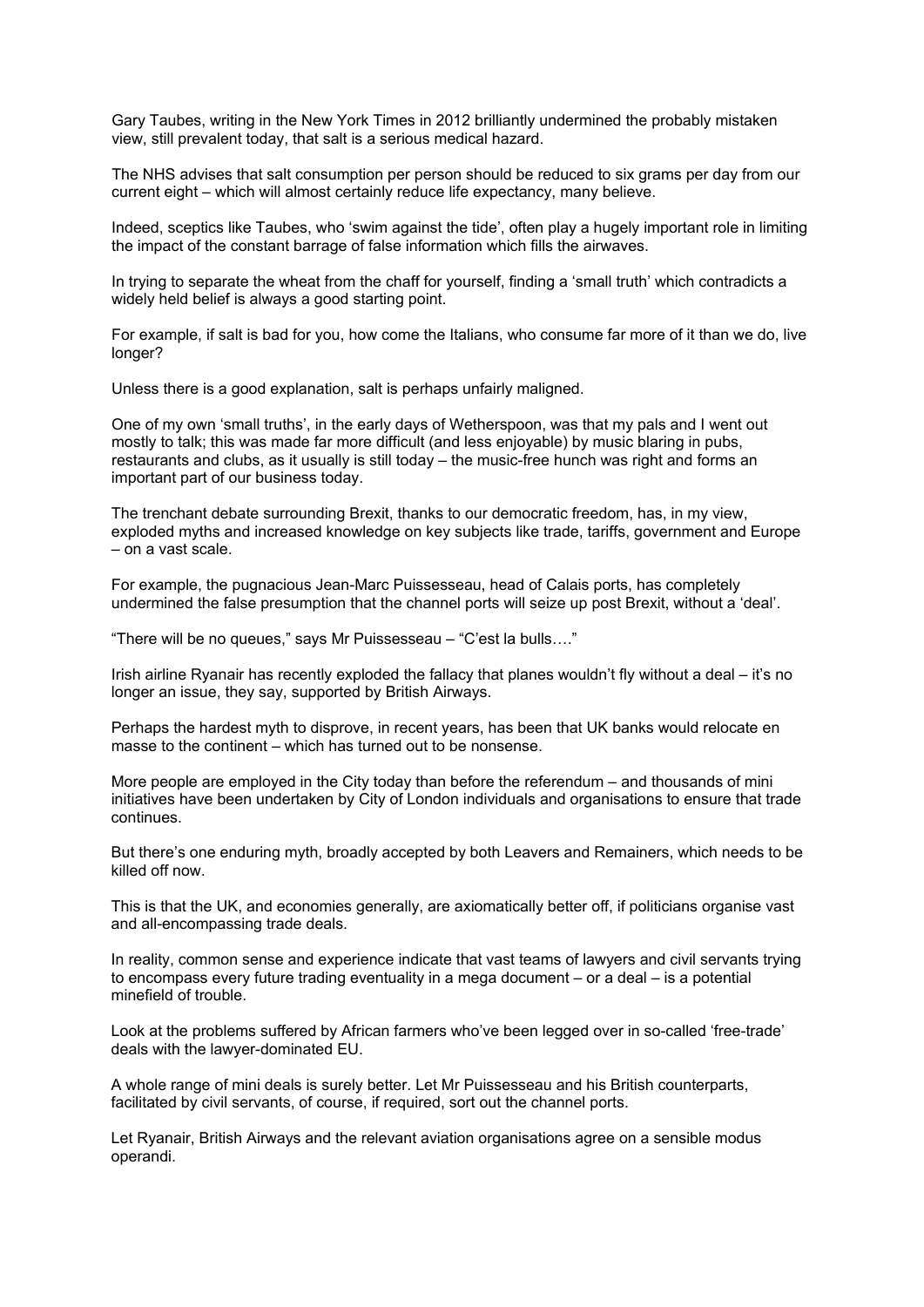Gary Taubes, writing in the New York Times in 2012 brilliantly undermined the probably mistaken view, still prevalent today, that salt is a serious medical hazard.

The NHS advises that salt consumption per person should be reduced to six grams per day from our current eight – which will almost certainly reduce life expectancy, many believe.

Indeed, sceptics like Taubes, who 'swim against the tide', often play a hugely important role in limiting the impact of the constant barrage of false information which fills the airwaves.

In trying to separate the wheat from the chaff for yourself, finding a 'small truth' which contradicts a widely held belief is always a good starting point.

For example, if salt is bad for you, how come the Italians, who consume far more of it than we do, live longer?

Unless there is a good explanation, salt is perhaps unfairly maligned.

One of my own 'small truths', in the early days of Wetherspoon, was that my pals and I went out mostly to talk; this was made far more difficult (and less enjoyable) by music blaring in pubs, restaurants and clubs, as it usually is still today – the music-free hunch was right and forms an important part of our business today.

The trenchant debate surrounding Brexit, thanks to our democratic freedom, has, in my view, exploded myths and increased knowledge on key subjects like trade, tariffs, government and Europe – on a vast scale.

For example, the pugnacious Jean-Marc Puissesseau, head of Calais ports, has completely undermined the false presumption that the channel ports will seize up post Brexit, without a 'deal'.

"There will be no queues," says Mr Puissesseau – "C'est la bulls…."

Irish airline Ryanair has recently exploded the fallacy that planes wouldn't fly without a deal – it's no longer an issue, they say, supported by British Airways.

Perhaps the hardest myth to disprove, in recent years, has been that UK banks would relocate en masse to the continent – which has turned out to be nonsense.

More people are employed in the City today than before the referendum – and thousands of mini initiatives have been undertaken by City of London individuals and organisations to ensure that trade continues.

But there's one enduring myth, broadly accepted by both Leavers and Remainers, which needs to be killed off now.

This is that the UK, and economies generally, are axiomatically better off, if politicians organise vast and all-encompassing trade deals.

In reality, common sense and experience indicate that vast teams of lawyers and civil servants trying to encompass every future trading eventuality in a mega document – or a deal – is a potential minefield of trouble.

Look at the problems suffered by African farmers who've been legged over in so-called 'free-trade' deals with the lawyer-dominated EU.

A whole range of mini deals is surely better. Let Mr Puissesseau and his British counterparts, facilitated by civil servants, of course, if required, sort out the channel ports.

Let Ryanair, British Airways and the relevant aviation organisations agree on a sensible modus operandi.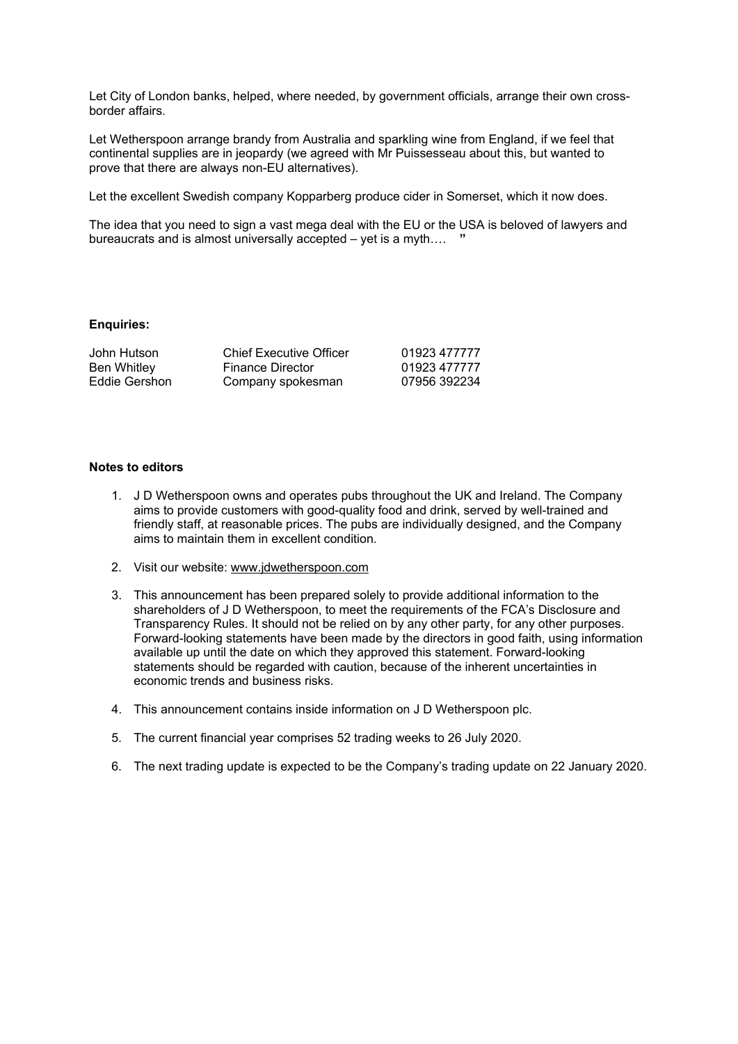Let City of London banks, helped, where needed, by government officials, arrange their own cross-border affairs.

Let Wetherspoon arrange brandy from Australia and sparkling wine from England, if we feel that continental supplies are in jeopardy (we agreed with Mr Puissesseau about this, but wanted to prove that there are always non-EU alternatives).

Let the excellent Swedish company Kopparberg produce cider in Somerset, which it now does.

The idea that you need to sign a vast mega deal with the EU or the USA is beloved of lawyers and bureaucrats and is almost universally accepted – yet is a myth…. ”

**Enquiries:**

| | | |
|---|---|---|
| John Hutson | Chief Executive Officer | 01923 477777 |
| Ben Whitley | Finance Director | 01923 477777 |
| Eddie Gershon | Company spokesman | 07956 392234 |

**Notes to editors**

1. J D Wetherspoon owns and operates pubs throughout the UK and Ireland. The Company aims to provide customers with good-quality food and drink, served by well-trained and friendly staff, at reasonable prices. The pubs are individually designed, and the Company aims to maintain them in excellent condition.
2. Visit our website: www.jdwetherspoon.com
3. This announcement has been prepared solely to provide additional information to the shareholders of J D Wetherspoon, to meet the requirements of the FCA's Disclosure and Transparency Rules. It should not be relied on by any other party, for any other purposes. Forward-looking statements have been made by the directors in good faith, using information available up until the date on which they approved this statement. Forward-looking statements should be regarded with caution, because of the inherent uncertainties in economic trends and business risks.
4. This announcement contains inside information on J D Wetherspoon plc.
5. The current financial year comprises 52 trading weeks to 26 July 2020.
6. The next trading update is expected to be the Company's trading update on 22 January 2020.